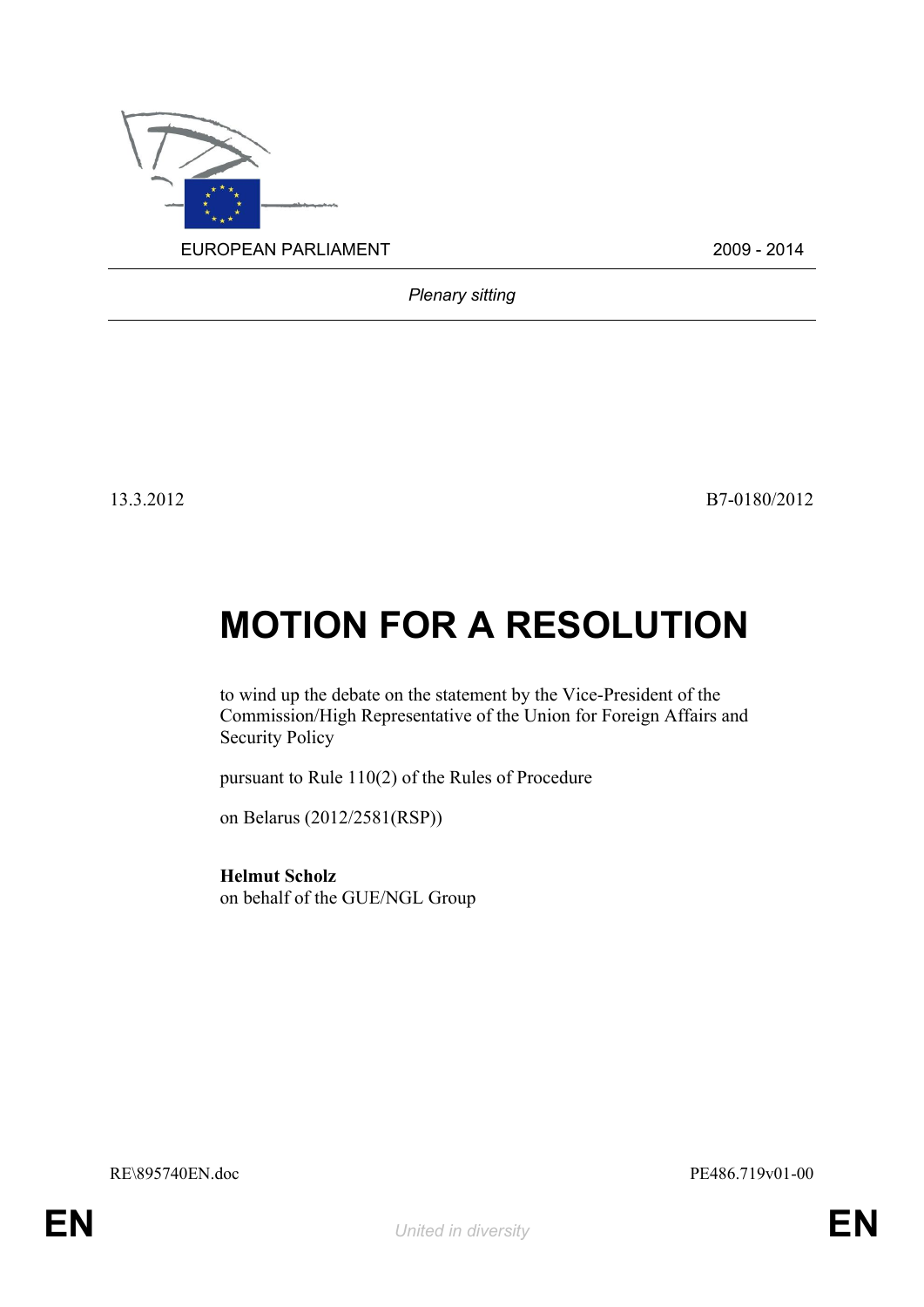EUROPEAN PARLIAMENT 2009 - 2014

*Plenary sitting*

13.3.2012 B7-0180/2012

# MOTION FOR A RESOLUTION

to wind up the debate on the statement by the Vice-President of the Commission/High Representative of the Union for Foreign Affairs and Security Policy

pursuant to Rule 110(2) of the Rules of Procedure

on Belarus (2012/2581(RSP))

**Helmut Scholz**
on behalf of the GUE/NGL Group

RE\895740EN.doc PE486.719v01-00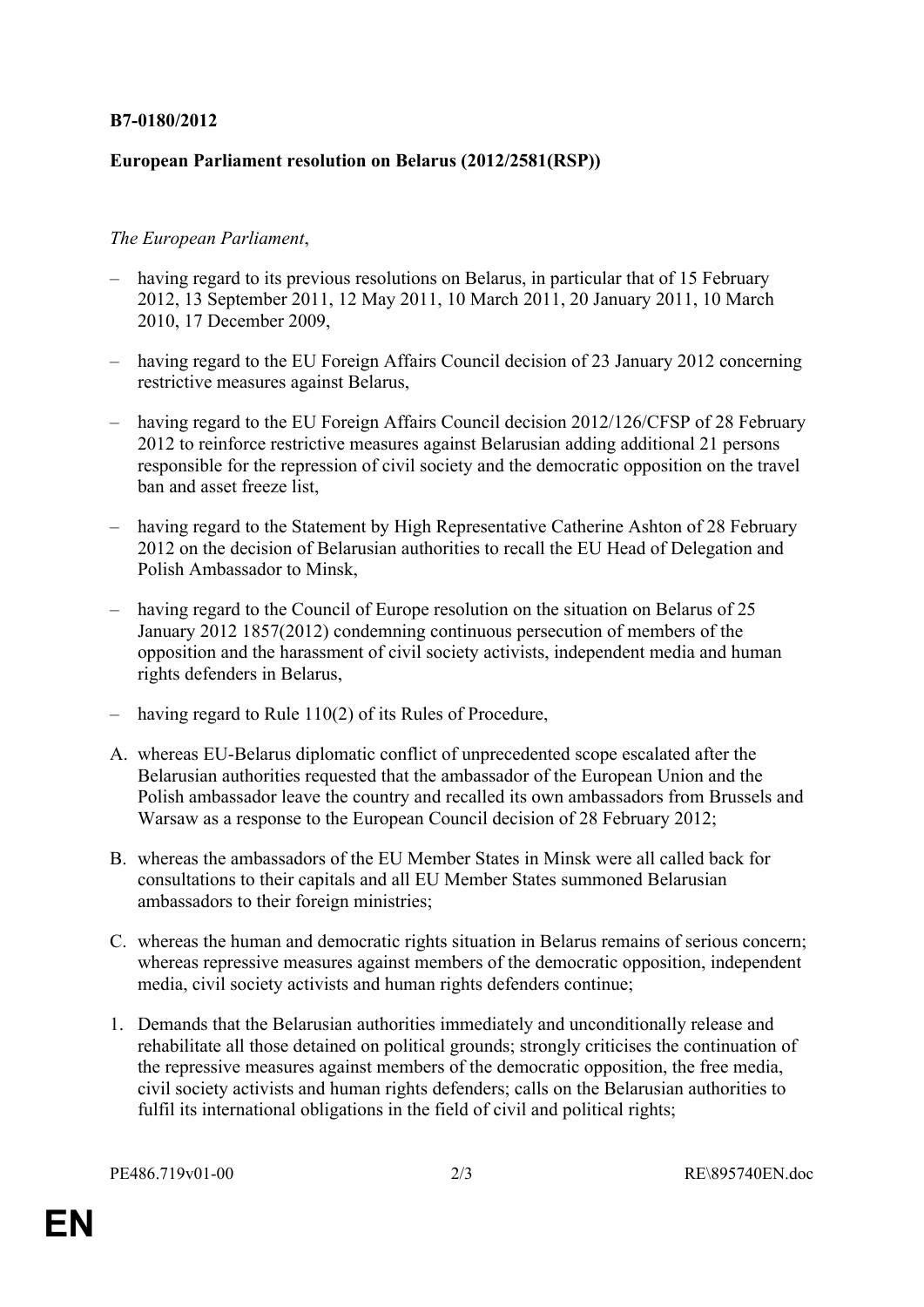**B7-0180/2012**

**European Parliament resolution on Belarus (2012/2581(RSP))**

*The European Parliament*,

– having regard to its previous resolutions on Belarus, in particular that of 15 February 2012, 13 September 2011, 12 May 2011, 10 March 2011, 20 January 2011, 10 March 2010, 17 December 2009,

– having regard to the EU Foreign Affairs Council decision of 23 January 2012 concerning restrictive measures against Belarus,

– having regard to the EU Foreign Affairs Council decision 2012/126/CFSP of 28 February 2012 to reinforce restrictive measures against Belarusian adding additional 21 persons responsible for the repression of civil society and the democratic opposition on the travel ban and asset freeze list,

– having regard to the Statement by High Representative Catherine Ashton of 28 February 2012 on the decision of Belarusian authorities to recall the EU Head of Delegation and Polish Ambassador to Minsk,

– having regard to the Council of Europe resolution on the situation on Belarus of 25 January 2012 1857(2012) condemning continuous persecution of members of the opposition and the harassment of civil society activists, independent media and human rights defenders in Belarus,

– having regard to Rule 110(2) of its Rules of Procedure,

A. whereas EU-Belarus diplomatic conflict of unprecedented scope escalated after the Belarusian authorities requested that the ambassador of the European Union and the Polish ambassador leave the country and recalled its own ambassadors from Brussels and Warsaw as a response to the European Council decision of 28 February 2012;

B. whereas the ambassadors of the EU Member States in Minsk were all called back for consultations to their capitals and all EU Member States summoned Belarusian ambassadors to their foreign ministries;

C. whereas the human and democratic rights situation in Belarus remains of serious concern; whereas repressive measures against members of the democratic opposition, independent media, civil society activists and human rights defenders continue;

1. Demands that the Belarusian authorities immediately and unconditionally release and rehabilitate all those detained on political grounds; strongly criticises the continuation of the repressive measures against members of the democratic opposition, the free media, civil society activists and human rights defenders; calls on the Belarusian authorities to fulfil its international obligations in the field of civil and political rights;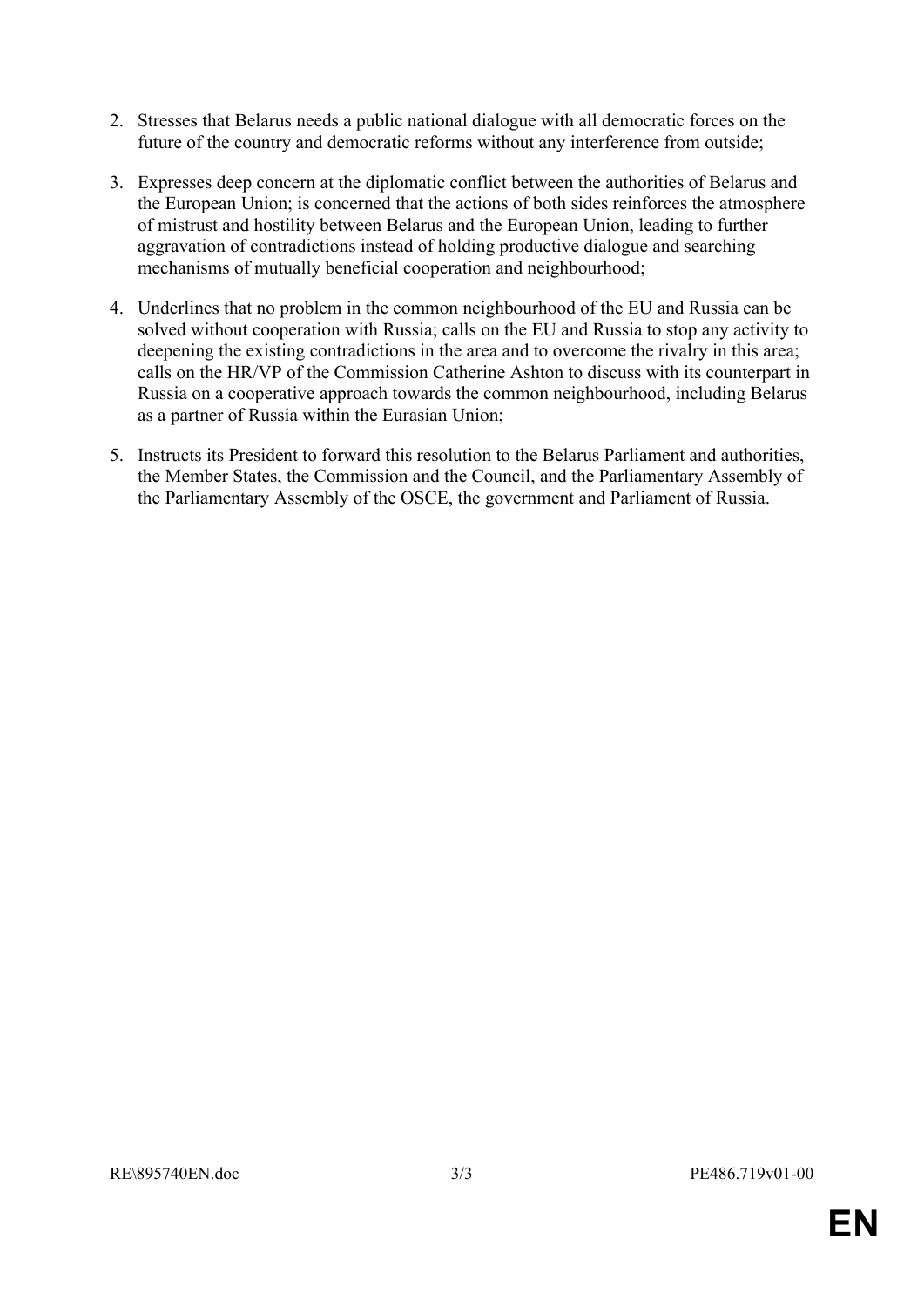2. Stresses that Belarus needs a public national dialogue with all democratic forces on the future of the country and democratic reforms without any interference from outside;

3. Expresses deep concern at the diplomatic conflict between the authorities of Belarus and the European Union; is concerned that the actions of both sides reinforces the atmosphere of mistrust and hostility between Belarus and the European Union, leading to further aggravation of contradictions instead of holding productive dialogue and searching mechanisms of mutually beneficial cooperation and neighbourhood;

4. Underlines that no problem in the common neighbourhood of the EU and Russia can be solved without cooperation with Russia; calls on the EU and Russia to stop any activity to deepening the existing contradictions in the area and to overcome the rivalry in this area; calls on the HR/VP of the Commission Catherine Ashton to discuss with its counterpart in Russia on a cooperative approach towards the common neighbourhood, including Belarus as a partner of Russia within the Eurasian Union;

5. Instructs its President to forward this resolution to the Belarus Parliament and authorities, the Member States, the Commission and the Council, and the Parliamentary Assembly of the Parliamentary Assembly of the OSCE, the government and Parliament of Russia.